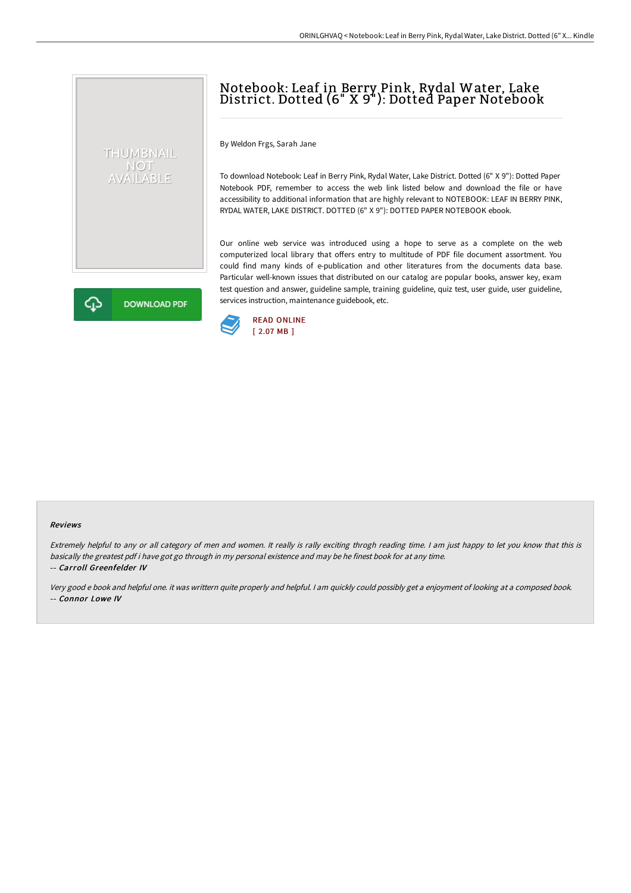# Notebook: Leaf in Berry Pink, Rydal Water, Lake District. Dotted (6" X 9"): Dotted Paper Notebook

By Weldon Frgs, Sarah Jane

To download Notebook: Leaf in Berry Pink, Rydal Water, Lake District. Dotted (6" X 9"): Dotted Paper Notebook PDF, remember to access the web link listed below and download the file or have accessibility to additional information that are highly relevant to NOTEBOOK: LEAF IN BERRY PINK, RYDAL WATER, LAKE DISTRICT. DOTTED (6" X 9"): DOTTED PAPER NOTEBOOK ebook.

Our online web service was introduced using a hope to serve as a complete on the web computerized local library that offers entry to multitude of PDF file document assortment. You could find many kinds of e-publication and other literatures from the documents data base. Particular well-known issues that distributed on our catalog are popular books, answer key, exam test question and answer, guideline sample, training guideline, quiz test, user guide, user guideline, services instruction, maintenance guidebook, etc.

DOWNLOAD PDF

READ ONLINE
[ 2.07 MB ]

### Reviews

*Extremely helpful to any or all category of men and women. It really is rally exciting throgh reading time. I am just happy to let you know that this is basically the greatest pdf i have got go through in my personal existence and may be he finest book for at any time.*
-- ***Carroll Greenfelder IV***

*Very good e book and helpful one. it was writtern quite properly and helpful. I am quickly could possibly get a enjoyment of looking at a composed book.*
-- ***Connor Lowe IV***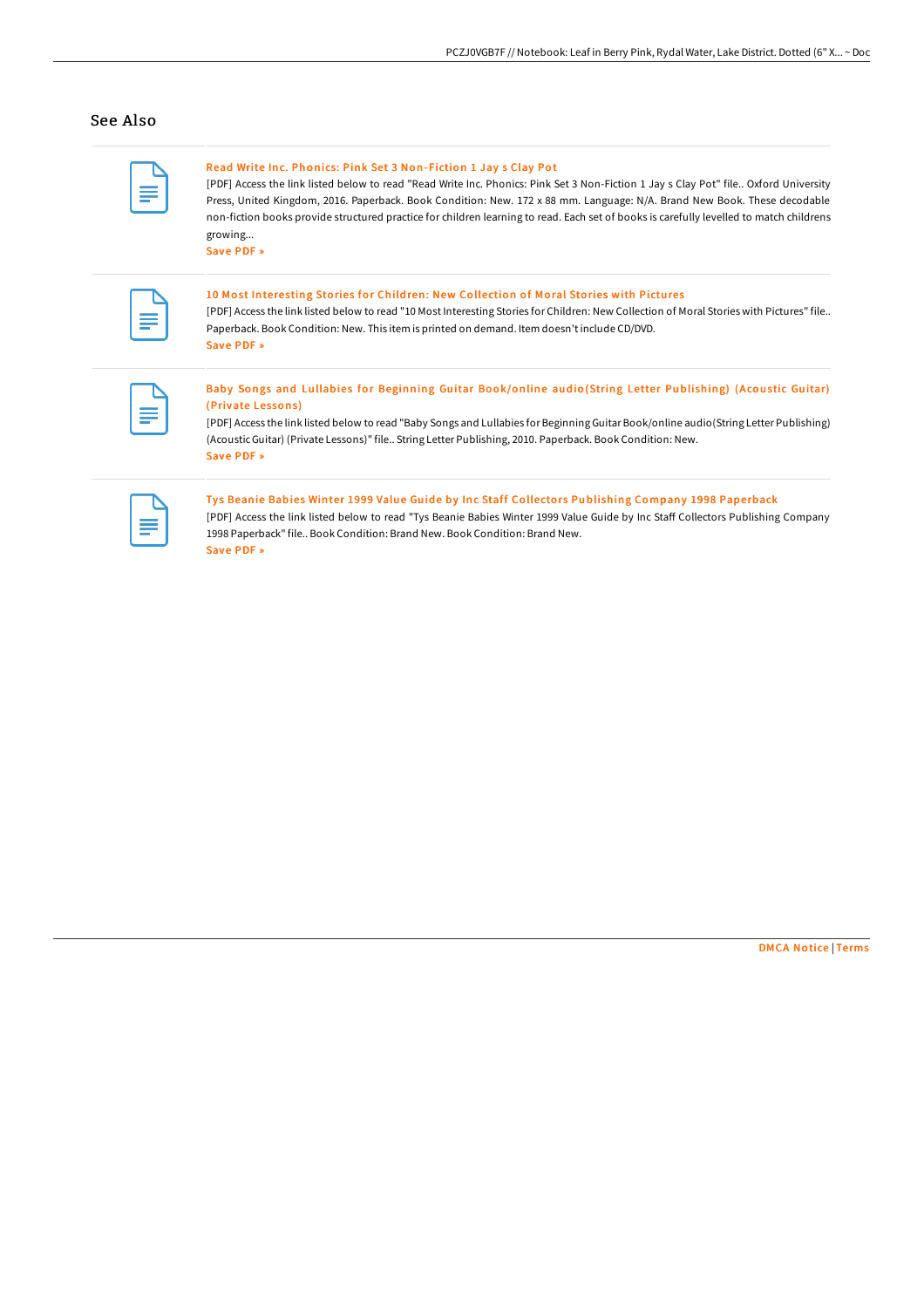## See Also

### Read Write Inc. Phonics: Pink Set 3 Non-Fiction 1 Jay s Clay Pot

[PDF] Access the link listed below to read "Read Write Inc. Phonics: Pink Set 3 Non-Fiction 1 Jay s Clay Pot" file.. Oxford University Press, United Kingdom, 2016. Paperback. Book Condition: New. 172 x 88 mm. Language: N/A. Brand New Book. These decodable non-fiction books provide structured practice for children learning to read. Each set of books is carefully levelled to match childrens growing...

Save PDF »

### 10 Most Interesting Stories for Children: New Collection of Moral Stories with Pictures

[PDF] Access the link listed below to read "10 Most Interesting Stories for Children: New Collection of Moral Stories with Pictures" file.. Paperback. Book Condition: New. This item is printed on demand. Item doesn't include CD/DVD.

Save PDF »

### Baby Songs and Lullabies for Beginning Guitar Book/online audio(String Letter Publishing) (Acoustic Guitar) (Private Lessons)

[PDF] Access the link listed below to read "Baby Songs and Lullabies for Beginning Guitar Book/online audio(String Letter Publishing) (Acoustic Guitar) (Private Lessons)" file.. String Letter Publishing, 2010. Paperback. Book Condition: New.

Save PDF »

### Tys Beanie Babies Winter 1999 Value Guide by Inc Staff Collectors Publishing Company 1998 Paperback

[PDF] Access the link listed below to read "Tys Beanie Babies Winter 1999 Value Guide by Inc Staff Collectors Publishing Company 1998 Paperback" file.. Book Condition: Brand New. Book Condition: Brand New.

Save PDF »

DMCA Notice | Terms